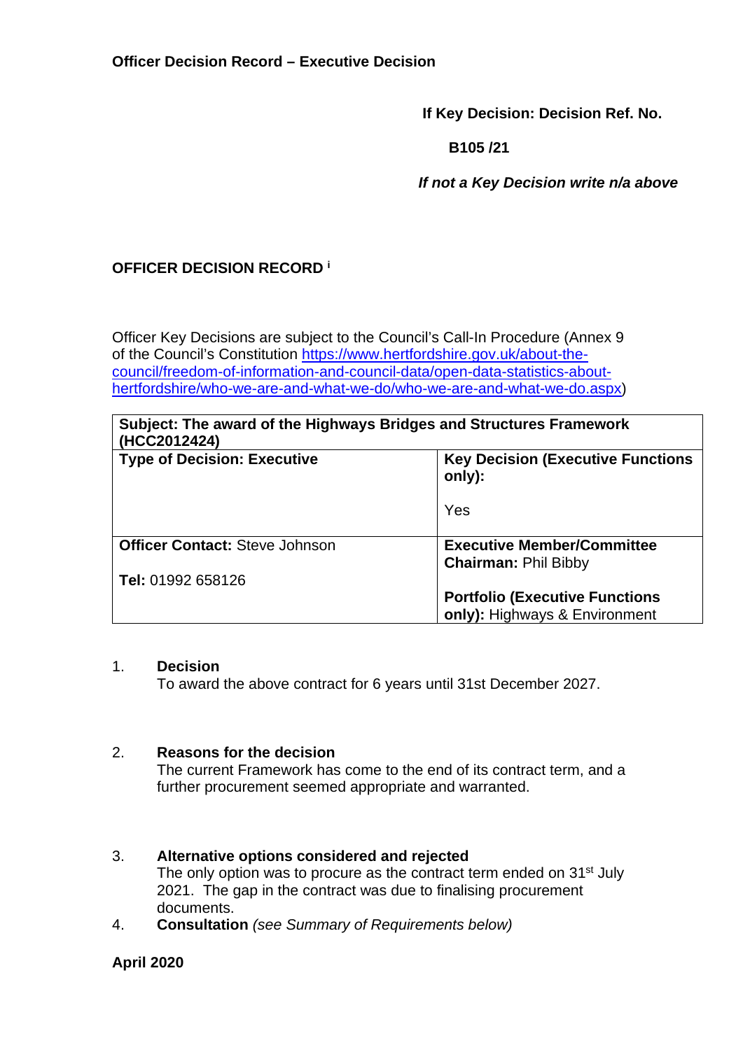**Officer Decision Record – Executive Decision**

**If Key Decision: Decision Ref. No.**

**B105 /21**

***If not a Key Decision write n/a above***

**OFFICER DECISION RECORD** [i]

Officer Key Decisions are subject to the Council's Call-In Procedure (Annex 9 of the Council's Constitution https://www.hertfordshire.gov.uk/about-the-council/freedom-of-information-and-council-data/open-data-statistics-about-hertfordshire/who-we-are-and-what-we-do/who-we-are-and-what-we-do.aspx)

| **Subject: The award of the Highways Bridges and Structures Framework (HCC2012424)** | |
|---|---|
| **Type of Decision: Executive** | **Key Decision (Executive Functions only):** Yes |
| **Officer Contact:** Steve Johnson<br>**Tel:** 01992 658126 | **Executive Member/Committee Chairman:** Phil Bibby<br>**Portfolio (Executive Functions only):** Highways & Environment |

1. **Decision**
   To award the above contract for 6 years until 31st December 2027.

2. **Reasons for the decision**
   The current Framework has come to the end of its contract term, and a further procurement seemed appropriate and warranted.

3. **Alternative options considered and rejected**
   The only option was to procure as the contract term ended on 31st July 2021. The gap in the contract was due to finalising procurement documents.

4. **Consultation** *(see Summary of Requirements below)*

**April 2020**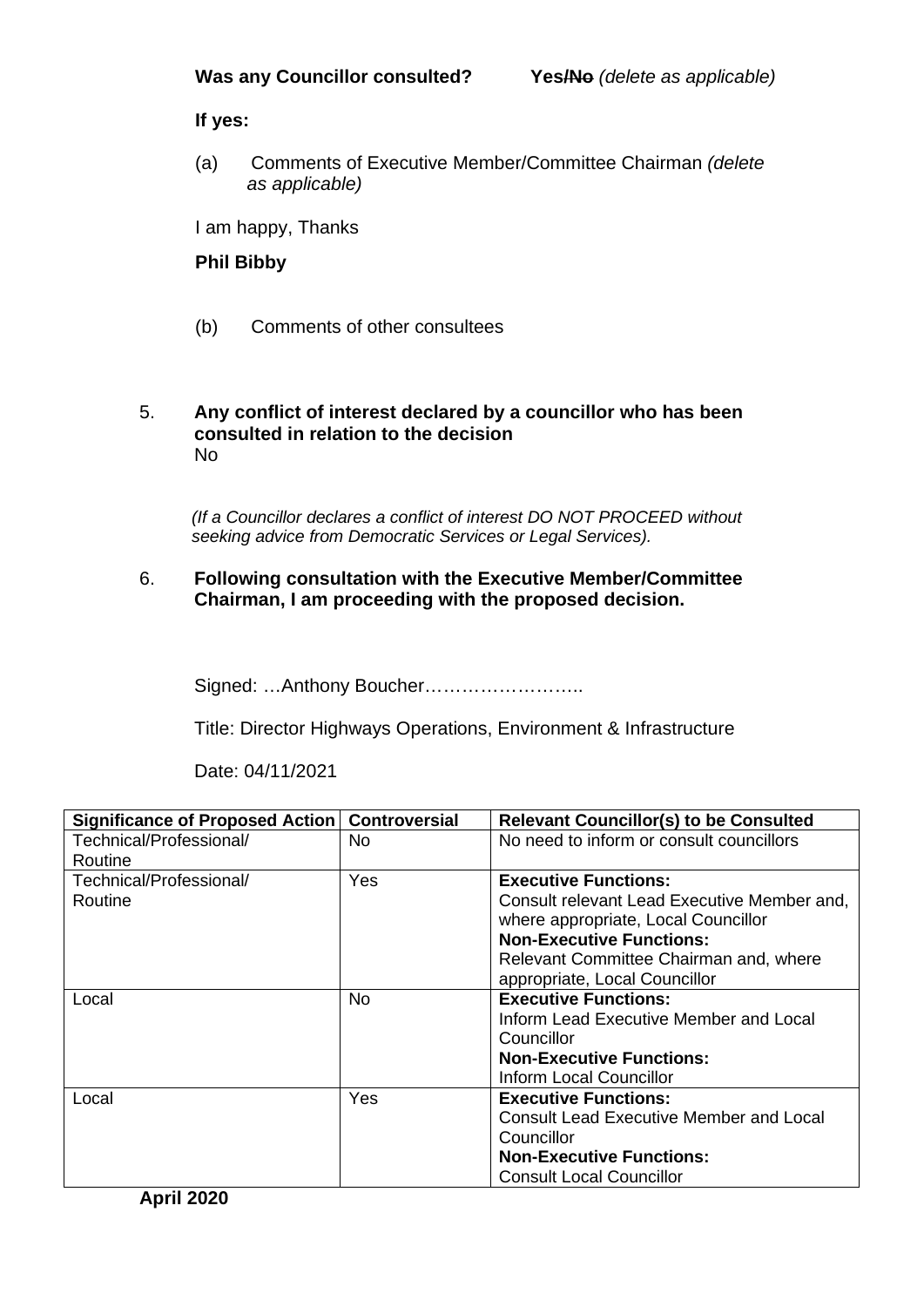**Was any Councillor consulted?** **Yes**~~/No~~ *(delete as applicable)*

**If yes:**

(a) Comments of Executive Member/Committee Chairman *(delete as applicable)*

I am happy, Thanks

**Phil Bibby**

(b) Comments of other consultees

5. **Any conflict of interest declared by a councillor who has been consulted in relation to the decision**
No

*(If a Councillor declares a conflict of interest DO NOT PROCEED without seeking advice from Democratic Services or Legal Services).*

6. **Following consultation with the Executive Member/Committee Chairman, I am proceeding with the proposed decision.**

Signed: …Anthony Boucher……………………..

Title: Director Highways Operations, Environment & Infrastructure

Date: 04/11/2021

| **Significance of Proposed Action** | **Controversial** | **Relevant Councillor(s) to be Consulted** |
|---|---|---|
| Technical/Professional/ Routine | No | No need to inform or consult councillors |
| Technical/Professional/ Routine | Yes | **Executive Functions:** Consult relevant Lead Executive Member and, where appropriate, Local Councillor **Non-Executive Functions:** Relevant Committee Chairman and, where appropriate, Local Councillor |
| Local | No | **Executive Functions:** Inform Lead Executive Member and Local Councillor **Non-Executive Functions:** Inform Local Councillor |
| Local | Yes | **Executive Functions:** Consult Lead Executive Member and Local Councillor **Non-Executive Functions:** Consult Local Councillor |

**April 2020**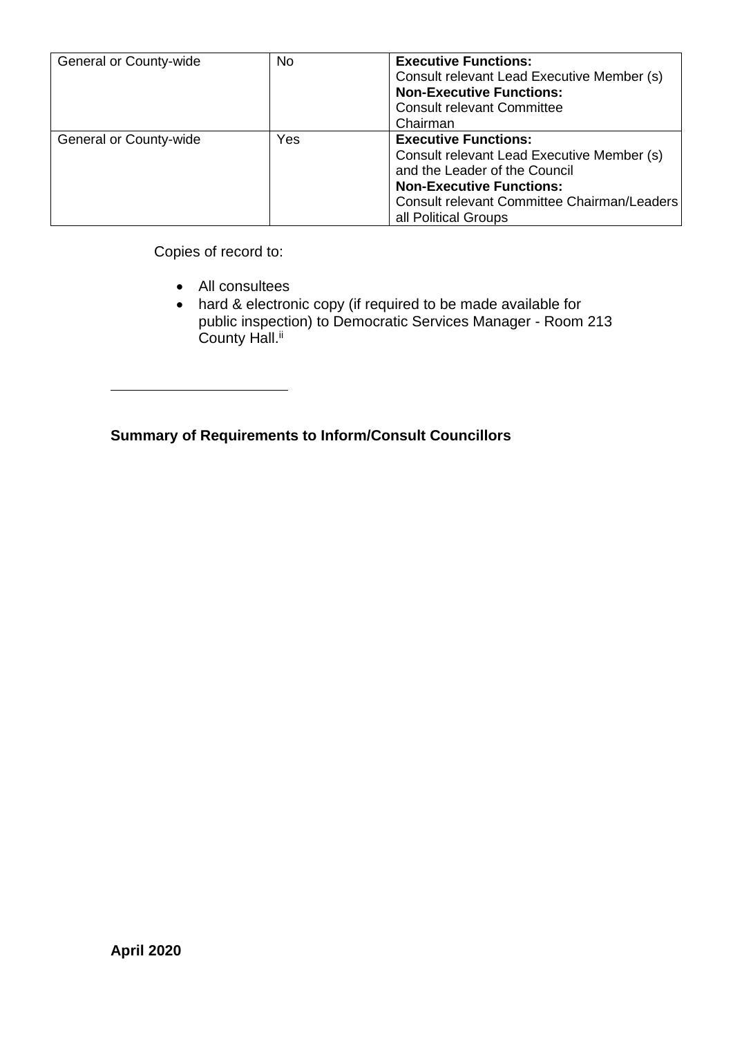| | | |
|---|---|---|
| General or County-wide | No | **Executive Functions:** Consult relevant Lead Executive Member (s) **Non-Executive Functions:** Consult relevant Committee Chairman |
| General or County-wide | Yes | **Executive Functions:** Consult relevant Lead Executive Member (s) and the Leader of the Council **Non-Executive Functions:** Consult relevant Committee Chairman/Leaders all Political Groups |

Copies of record to:

- All consultees
- hard & electronic copy (if required to be made available for public inspection) to Democratic Services Manager - Room 213 County Hall.[ii]

---

**Summary of Requirements to Inform/Consult Councillors**

**April 2020**